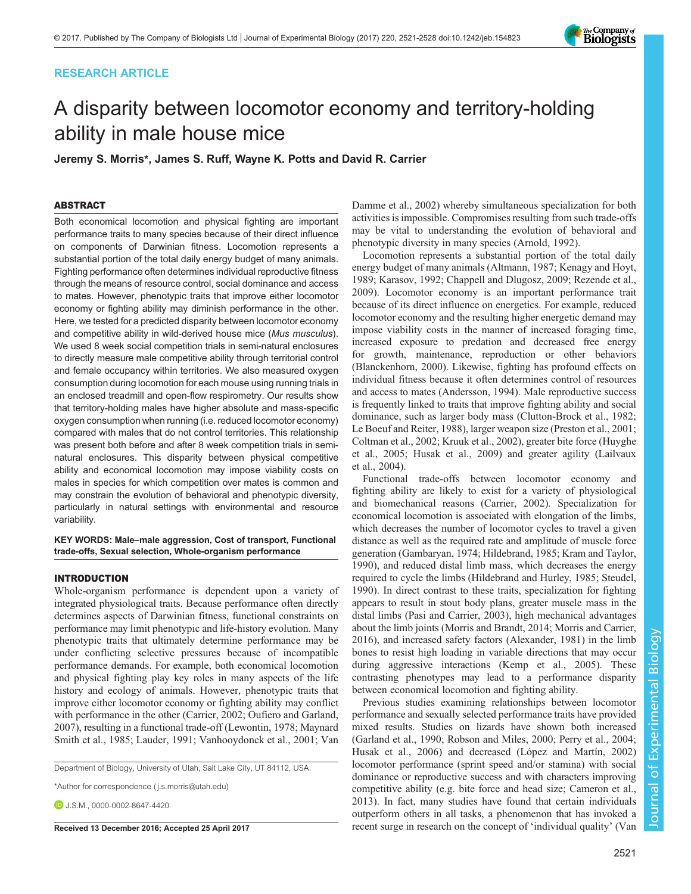RESEARCH ARTICLE

# A disparity between locomotor economy and territory-holding ability in male house mice

**Jeremy S. Morris\*, James S. Ruff, Wayne K. Potts and David R. Carrier**

## ABSTRACT

Both economical locomotion and physical fighting are important performance traits to many species because of their direct influence on components of Darwinian fitness. Locomotion represents a substantial portion of the total daily energy budget of many animals. Fighting performance often determines individual reproductive fitness through the means of resource control, social dominance and access to mates. However, phenotypic traits that improve either locomotor economy or fighting ability may diminish performance in the other. Here, we tested for a predicted disparity between locomotor economy and competitive ability in wild-derived house mice (*Mus musculus*). We used 8 week social competition trials in semi-natural enclosures to directly measure male competitive ability through territorial control and female occupancy within territories. We also measured oxygen consumption during locomotion for each mouse using running trials in an enclosed treadmill and open-flow respirometry. Our results show that territory-holding males have higher absolute and mass-specific oxygen consumption when running (i.e. reduced locomotor economy) compared with males that do not control territories. This relationship was present both before and after 8 week competition trials in semi-natural enclosures. This disparity between physical competitive ability and economical locomotion may impose viability costs on males in species for which competition over mates is common and may constrain the evolution of behavioral and phenotypic diversity, particularly in natural settings with environmental and resource variability.

**KEY WORDS: Male–male aggression, Cost of transport, Functional trade-offs, Sexual selection, Whole-organism performance**

## INTRODUCTION

Whole-organism performance is dependent upon a variety of integrated physiological traits. Because performance often directly determines aspects of Darwinian fitness, functional constraints on performance may limit phenotypic and life-history evolution. Many phenotypic traits that ultimately determine performance may be under conflicting selective pressures because of incompatible performance demands. For example, both economical locomotion and physical fighting play key roles in many aspects of the life history and ecology of animals. However, phenotypic traits that improve either locomotor economy or fighting ability may conflict with performance in the other (Carrier, 2002; Oufiero and Garland, 2007), resulting in a functional trade-off (Lewontin, 1978; Maynard Smith et al., 1985; Lauder, 1991; Vanhooydonck et al., 2001; Van Damme et al., 2002) whereby simultaneous specialization for both activities is impossible. Compromises resulting from such trade-offs may be vital to understanding the evolution of behavioral and phenotypic diversity in many species (Arnold, 1992).

Locomotion represents a substantial portion of the total daily energy budget of many animals (Altmann, 1987; Kenagy and Hoyt, 1989; Karasov, 1992; Chappell and Dlugosz, 2009; Rezende et al., 2009). Locomotor economy is an important performance trait because of its direct influence on energetics. For example, reduced locomotor economy and the resulting higher energetic demand may impose viability costs in the manner of increased foraging time, increased exposure to predation and decreased free energy for growth, maintenance, reproduction or other behaviors (Blanckenhorn, 2000). Likewise, fighting has profound effects on individual fitness because it often determines control of resources and access to mates (Andersson, 1994). Male reproductive success is frequently linked to traits that improve fighting ability and social dominance, such as larger body mass (Clutton-Brock et al., 1982; Le Boeuf and Reiter, 1988), larger weapon size (Preston et al., 2001; Coltman et al., 2002; Kruuk et al., 2002), greater bite force (Huyghe et al., 2005; Husak et al., 2009) and greater agility (Lailvaux et al., 2004).

Functional trade-offs between locomotor economy and fighting ability are likely to exist for a variety of physiological and biomechanical reasons (Carrier, 2002). Specialization for economical locomotion is associated with elongation of the limbs, which decreases the number of locomotor cycles to travel a given distance as well as the required rate and amplitude of muscle force generation (Gambaryan, 1974; Hildebrand, 1985; Kram and Taylor, 1990), and reduced distal limb mass, which decreases the energy required to cycle the limbs (Hildebrand and Hurley, 1985; Steudel, 1990). In direct contrast to these traits, specialization for fighting appears to result in stout body plans, greater muscle mass in the distal limbs (Pasi and Carrier, 2003), high mechanical advantages about the limb joints (Morris and Brandt, 2014; Morris and Carrier, 2016), and increased safety factors (Alexander, 1981) in the limb bones to resist high loading in variable directions that may occur during aggressive interactions (Kemp et al., 2005). These contrasting phenotypes may lead to a performance disparity between economical locomotion and fighting ability.

Previous studies examining relationships between locomotor performance and sexually selected performance traits have provided mixed results. Studies on lizards have shown both increased (Garland et al., 1990; Robson and Miles, 2000; Perry et al., 2004; Husak et al., 2006) and decreased (López and Martín, 2002) locomotor performance (sprint speed and/or stamina) with social dominance or reproductive success and with characters improving competitive ability (e.g. bite force and head size; Cameron et al., 2013). In fact, many studies have found that certain individuals outperform others in all tasks, a phenomenon that has invoked a recent surge in research on the concept of 'individual quality' (Van

Department of Biology, University of Utah, Salt Lake City, UT 84112, USA.

\*Author for correspondence (j.s.morris@utah.edu)

J.S.M., 0000-0002-8647-4420

**Received 13 December 2016; Accepted 25 April 2017**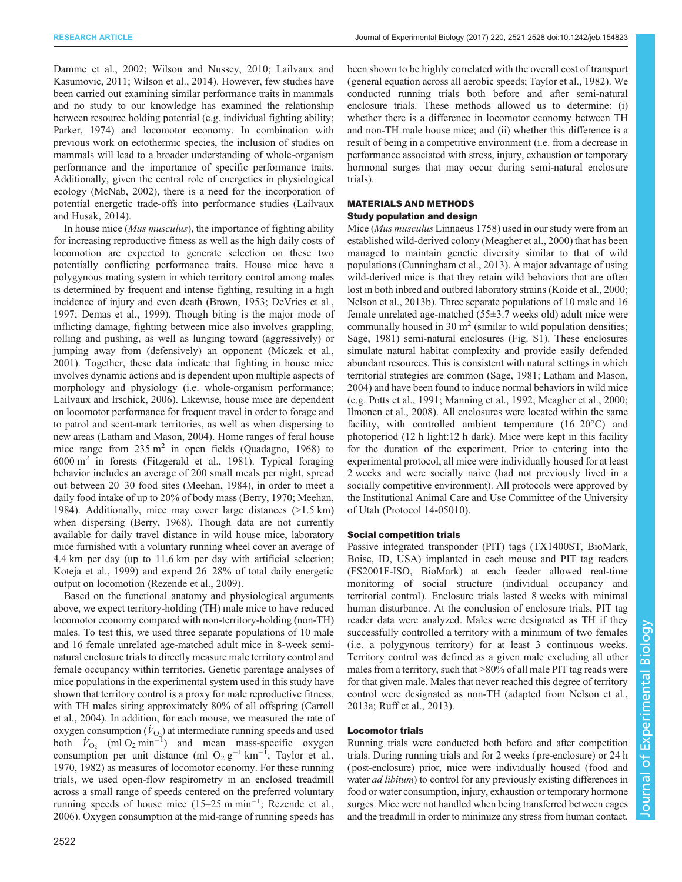Damme et al., 2002; Wilson and Nussey, 2010; Lailvaux and Kasumovic, 2011; Wilson et al., 2014). However, few studies have been carried out examining similar performance traits in mammals and no study to our knowledge has examined the relationship between resource holding potential (e.g. individual fighting ability; Parker, 1974) and locomotor economy. In combination with previous work on ectothermic species, the inclusion of studies on mammals will lead to a broader understanding of whole-organism performance and the importance of specific performance traits. Additionally, given the central role of energetics in physiological ecology (McNab, 2002), there is a need for the incorporation of potential energetic trade-offs into performance studies (Lailvaux and Husak, 2014).

In house mice (*Mus musculus*), the importance of fighting ability for increasing reproductive fitness as well as the high daily costs of locomotion are expected to generate selection on these two potentially conflicting performance traits. House mice have a polygynous mating system in which territory control among males is determined by frequent and intense fighting, resulting in a high incidence of injury and even death (Brown, 1953; DeVries et al., 1997; Demas et al., 1999). Though biting is the major mode of inflicting damage, fighting between mice also involves grappling, rolling and pushing, as well as lunging toward (aggressively) or jumping away from (defensively) an opponent (Miczek et al., 2001). Together, these data indicate that fighting in house mice involves dynamic actions and is dependent upon multiple aspects of morphology and physiology (i.e. whole-organism performance; Lailvaux and Irschick, 2006). Likewise, house mice are dependent on locomotor performance for frequent travel in order to forage and to patrol and scent-mark territories, as well as when dispersing to new areas (Latham and Mason, 2004). Home ranges of feral house mice range from 235 m$^2$ in open fields (Quadagno, 1968) to 6000 m$^2$ in forests (Fitzgerald et al., 1981). Typical foraging behavior includes an average of 200 small meals per night, spread out between 20–30 food sites (Meehan, 1984), in order to meet a daily food intake of up to 20% of body mass (Berry, 1970; Meehan, 1984). Additionally, mice may cover large distances (>1.5 km) when dispersing (Berry, 1968). Though data are not currently available for daily travel distance in wild house mice, laboratory mice furnished with a voluntary running wheel cover an average of 4.4 km per day (up to 11.6 km per day with artificial selection; Koteja et al., 1999) and expend 26–28% of total daily energetic output on locomotion (Rezende et al., 2009).

Based on the functional anatomy and physiological arguments above, we expect territory-holding (TH) male mice to have reduced locomotor economy compared with non-territory-holding (non-TH) males. To test this, we used three separate populations of 10 male and 16 female unrelated age-matched adult mice in 8-week semi-natural enclosure trials to directly measure male territory control and female occupancy within territories. Genetic parentage analyses of mice populations in the experimental system used in this study have shown that territory control is a proxy for male reproductive fitness, with TH males siring approximately 80% of all offspring (Carroll et al., 2004). In addition, for each mouse, we measured the rate of oxygen consumption ($\dot{V}_{O_2}$) at intermediate running speeds and used both $\dot{V}_{O_2}$ (ml $O_2$ min$^{-1}$) and mean mass-specific oxygen consumption per unit distance (ml $O_2$ g$^{-1}$ km$^{-1}$; Taylor et al., 1970, 1982) as measures of locomotor economy. For these running trials, we used open-flow respirometry in an enclosed treadmill across a small range of speeds centered on the preferred voluntary running speeds of house mice (15–25 m min$^{-1}$; Rezende et al., 2006). Oxygen consumption at the mid-range of running speeds has been shown to be highly correlated with the overall cost of transport (general equation across all aerobic speeds; Taylor et al., 1982). We conducted running trials both before and after semi-natural enclosure trials. These methods allowed us to determine: (i) whether there is a difference in locomotor economy between TH and non-TH male house mice; and (ii) whether this difference is a result of being in a competitive environment (i.e. from a decrease in performance associated with stress, injury, exhaustion or temporary hormonal surges that may occur during semi-natural enclosure trials).

## MATERIALS AND METHODS

### Study population and design

Mice (*Mus musculus* Linnaeus 1758) used in our study were from an established wild-derived colony (Meagher et al., 2000) that has been managed to maintain genetic diversity similar to that of wild populations (Cunningham et al., 2013). A major advantage of using wild-derived mice is that they retain wild behaviors that are often lost in both inbred and outbred laboratory strains (Koide et al., 2000; Nelson et al., 2013b). Three separate populations of 10 male and 16 female unrelated age-matched (55±3.7 weeks old) adult mice were communally housed in 30 m$^2$ (similar to wild population densities; Sage, 1981) semi-natural enclosures (Fig. S1). These enclosures simulate natural habitat complexity and provide easily defended abundant resources. This is consistent with natural settings in which territorial strategies are common (Sage, 1981; Latham and Mason, 2004) and have been found to induce normal behaviors in wild mice (e.g. Potts et al., 1991; Manning et al., 1992; Meagher et al., 2000; Ilmonen et al., 2008). All enclosures were located within the same facility, with controlled ambient temperature (16–20°C) and photoperiod (12 h light:12 h dark). Mice were kept in this facility for the duration of the experiment. Prior to entering into the experimental protocol, all mice were individually housed for at least 2 weeks and were socially naive (had not previously lived in a socially competitive environment). All protocols were approved by the Institutional Animal Care and Use Committee of the University of Utah (Protocol 14-05010).

### Social competition trials

Passive integrated transponder (PIT) tags (TX1400ST, BioMark, Boise, ID, USA) implanted in each mouse and PIT tag readers (FS2001F-ISO, BioMark) at each feeder allowed real-time monitoring of social structure (individual occupancy and territorial control). Enclosure trials lasted 8 weeks with minimal human disturbance. At the conclusion of enclosure trials, PIT tag reader data were analyzed. Males were designated as TH if they successfully controlled a territory with a minimum of two females (i.e. a polygynous territory) for at least 3 continuous weeks. Territory control was defined as a given male excluding all other males from a territory, such that >80% of all male PIT tag reads were for that given male. Males that never reached this degree of territory control were designated as non-TH (adapted from Nelson et al., 2013a; Ruff et al., 2013).

### Locomotor trials

Running trials were conducted both before and after competition trials. During running trials and for 2 weeks (pre-enclosure) or 24 h (post-enclosure) prior, mice were individually housed (food and water *ad libitum*) to control for any previously existing differences in food or water consumption, injury, exhaustion or temporary hormone surges. Mice were not handled when being transferred between cages and the treadmill in order to minimize any stress from human contact.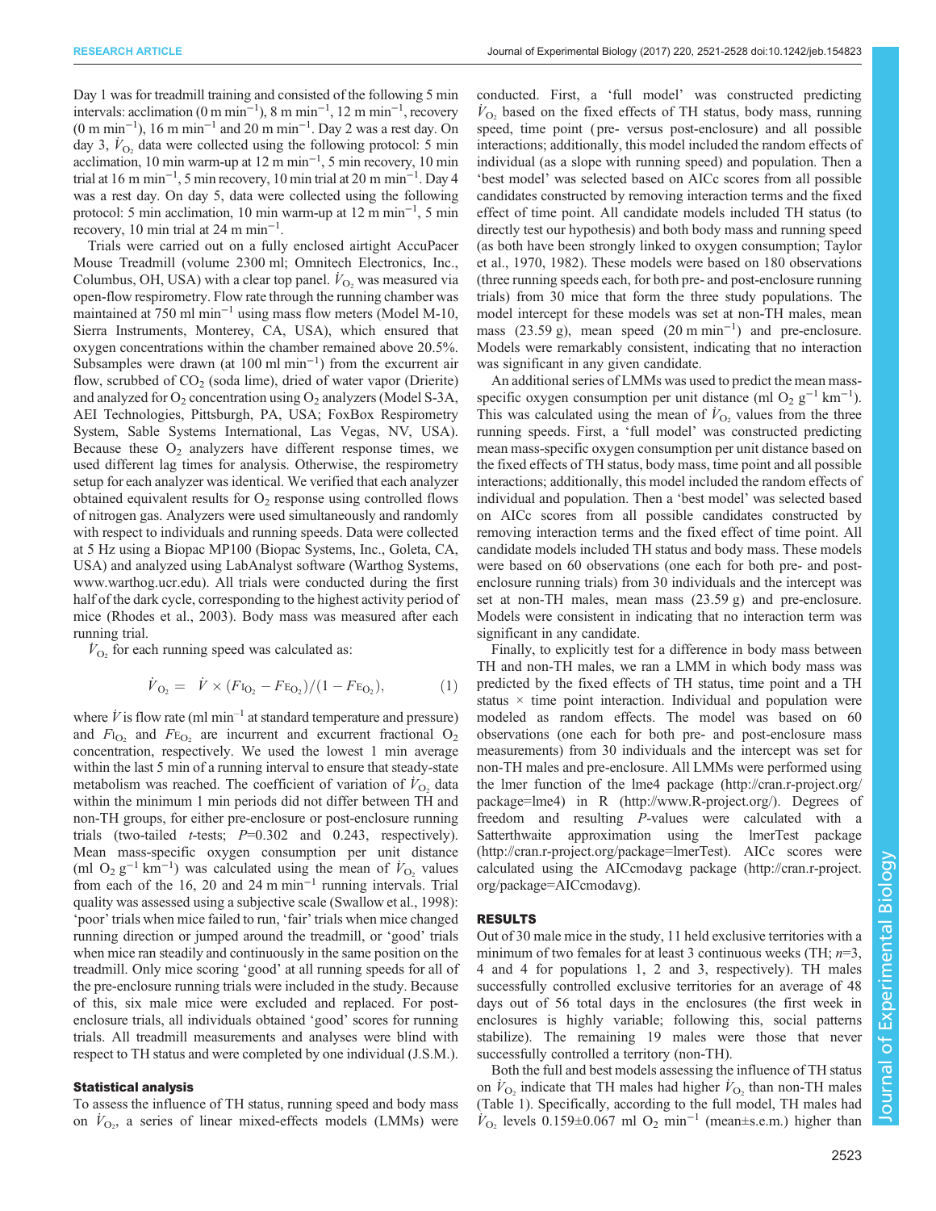Day 1 was for treadmill training and consisted of the following 5 min intervals: acclimation (0 m $min^{-1}$), 8 m $min^{-1}$, 12 m $min^{-1}$, recovery (0 m $min^{-1}$), 16 m $min^{-1}$ and 20 m $min^{-1}$. Day 2 was a rest day. On day 3, $\dot{V}_{O_2}$ data were collected using the following protocol: 5 min acclimation, 10 min warm-up at 12 m $min^{-1}$, 5 min recovery, 10 min trial at 16 m $min^{-1}$, 5 min recovery, 10 min trial at 20 m $min^{-1}$. Day 4 was a rest day. On day 5, data were collected using the following protocol: 5 min acclimation, 10 min warm-up at 12 m $min^{-1}$, 5 min recovery, 10 min trial at 24 m $min^{-1}$.

Trials were carried out on a fully enclosed airtight AccuPacer Mouse Treadmill (volume 2300 ml; Omnitech Electronics, Inc., Columbus, OH, USA) with a clear top panel. $\dot{V}_{O_2}$ was measured via open-flow respirometry. Flow rate through the running chamber was maintained at 750 ml $min^{-1}$ using mass flow meters (Model M-10, Sierra Instruments, Monterey, CA, USA), which ensured that oxygen concentrations within the chamber remained above 20.5%. Subsamples were drawn (at 100 ml $min^{-1}$) from the excurrent air flow, scrubbed of $CO_2$ (soda lime), dried of water vapor (Drierite) and analyzed for $O_2$ concentration using $O_2$ analyzers (Model S-3A, AEI Technologies, Pittsburgh, PA, USA; FoxBox Respirometry System, Sable Systems International, Las Vegas, NV, USA). Because these $O_2$ analyzers have different response times, we used different lag times for analysis. Otherwise, the respirometry setup for each analyzer was identical. We verified that each analyzer obtained equivalent results for $O_2$ response using controlled flows of nitrogen gas. Analyzers were used simultaneously and randomly with respect to individuals and running speeds. Data were collected at 5 Hz using a Biopac MP100 (Biopac Systems, Inc., Goleta, CA, USA) and analyzed using LabAnalyst software (Warthog Systems, www.warthog.ucr.edu). All trials were conducted during the first half of the dark cycle, corresponding to the highest activity period of mice (Rhodes et al., 2003). Body mass was measured after each running trial.

$\dot{V}_{O_2}$ for each running speed was calculated as:

$$\dot{V}_{O_2} = \dot{V} \times (F_{I_{O_2}} - F_{E_{O_2}})/(1 - F_{E_{O_2}}), \qquad (1)$$

where $\dot{V}$ is flow rate (ml $min^{-1}$ at standard temperature and pressure) and $F_{I_{O_2}}$ and $F_{E_{O_2}}$ are incurrent and excurrent fractional $O_2$ concentration, respectively. We used the lowest 1 min average within the last 5 min of a running interval to ensure that steady-state metabolism was reached. The coefficient of variation of $\dot{V}_{O_2}$ data within the minimum 1 min periods did not differ between TH and non-TH groups, for either pre-enclosure or post-enclosure running trials (two-tailed *t*-tests; $P$=0.302 and 0.243, respectively). Mean mass-specific oxygen consumption per unit distance (ml $O_2$ $g^{-1}$ $km^{-1}$) was calculated using the mean of $\dot{V}_{O_2}$ values from each of the 16, 20 and 24 m $min^{-1}$ running intervals. Trial quality was assessed using a subjective scale (Swallow et al., 1998): 'poor' trials when mice failed to run, 'fair' trials when mice changed running direction or jumped around the treadmill, or 'good' trials when mice ran steadily and continuously in the same position on the treadmill. Only mice scoring 'good' at all running speeds for all of the pre-enclosure running trials were included in the study. Because of this, six male mice were excluded and replaced. For post-enclosure trials, all individuals obtained 'good' scores for running trials. All treadmill measurements and analyses were blind with respect to TH status and were completed by one individual (J.S.M.).

### Statistical analysis

To assess the influence of TH status, running speed and body mass on $\dot{V}_{O_2}$, a series of linear mixed-effects models (LMMs) were conducted. First, a 'full model' was constructed predicting $\dot{V}_{O_2}$ based on the fixed effects of TH status, body mass, running speed, time point (pre- versus post-enclosure) and all possible interactions; additionally, this model included the random effects of individual (as a slope with running speed) and population. Then a 'best model' was selected based on AICc scores from all possible candidates constructed by removing interaction terms and the fixed effect of time point. All candidate models included TH status (to directly test our hypothesis) and both body mass and running speed (as both have been strongly linked to oxygen consumption; Taylor et al., 1970, 1982). These models were based on 180 observations (three running speeds each, for both pre- and post-enclosure running trials) from 30 mice that form the three study populations. The model intercept for these models was set at non-TH males, mean mass (23.59 g), mean speed (20 m $min^{-1}$) and pre-enclosure. Models were remarkably consistent, indicating that no interaction was significant in any given candidate.

An additional series of LMMs was used to predict the mean mass-specific oxygen consumption per unit distance (ml $O_2$ $g^{-1}$ $km^{-1}$). This was calculated using the mean of $\dot{V}_{O_2}$ values from the three running speeds. First, a 'full model' was constructed predicting mean mass-specific oxygen consumption per unit distance based on the fixed effects of TH status, body mass, time point and all possible interactions; additionally, this model included the random effects of individual and population. Then a 'best model' was selected based on AICc scores from all possible candidates constructed by removing interaction terms and the fixed effect of time point. All candidate models included TH status and body mass. These models were based on 60 observations (one each for both pre- and post-enclosure running trials) from 30 individuals and the intercept was set at non-TH males, mean mass (23.59 g) and pre-enclosure. Models were consistent in indicating that no interaction term was significant in any candidate.

Finally, to explicitly test for a difference in body mass between TH and non-TH males, we ran a LMM in which body mass was predicted by the fixed effects of TH status, time point and a TH status × time point interaction. Individual and population were modeled as random effects. The model was based on 60 observations (one each for both pre- and post-enclosure mass measurements) from 30 individuals and the intercept was set for non-TH males and pre-enclosure. All LMMs were performed using the lmer function of the lme4 package (http://cran.r-project.org/package=lme4) in R (http://www.R-project.org/). Degrees of freedom and resulting *P*-values were calculated with a Satterthwaite approximation using the lmerTest package (http://cran.r-project.org/package=lmerTest). AICc scores were calculated using the AICcmodavg package (http://cran.r-project.org/package=AICcmodavg).

## RESULTS

Out of 30 male mice in the study, 11 held exclusive territories with a minimum of two females for at least 3 continuous weeks (TH; $n$=3, 4 and 4 for populations 1, 2 and 3, respectively). TH males successfully controlled exclusive territories for an average of 48 days out of 56 total days in the enclosures (the first week in enclosures is highly variable; following this, social patterns stabilize). The remaining 19 males were those that never successfully controlled a territory (non-TH).

Both the full and best models assessing the influence of TH status on $\dot{V}_{O_2}$ indicate that TH males had higher $\dot{V}_{O_2}$ than non-TH males (Table 1). Specifically, according to the full model, TH males had $\dot{V}_{O_2}$ levels 0.159±0.067 ml $O_2$ $min^{-1}$ (mean±s.e.m.) higher than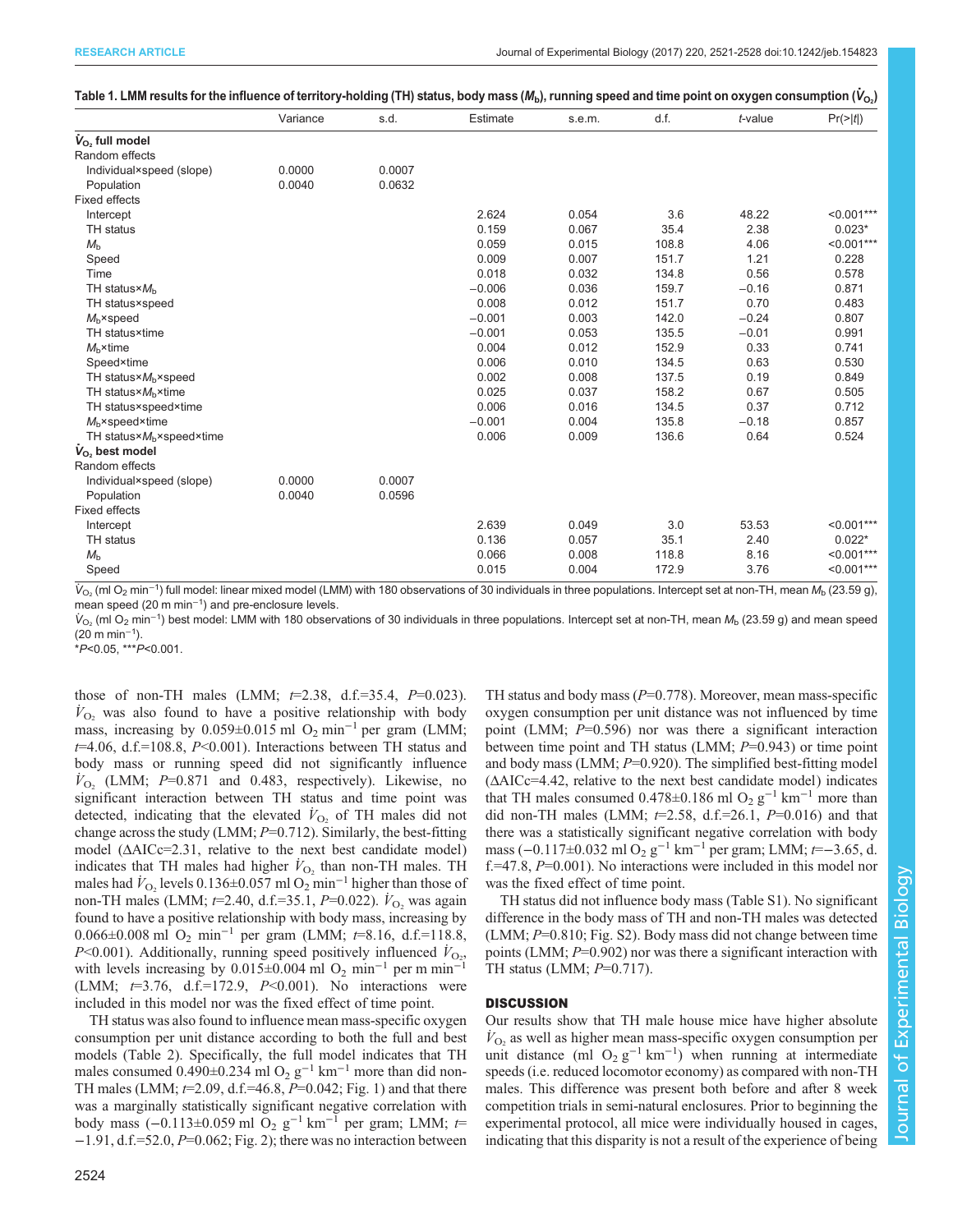Table 1. LMM results for the influence of territory-holding (TH) status, body mass ($M_b$), running speed and time point on oxygen consumption ($\dot{V}_{O_2}$)

| | Variance | s.d. | Estimate | s.e.m. | d.f. | *t*-value | Pr(>\|*t*\|) |
|---|---|---|---|---|---|---|---|
| **$\dot{V}_{O_2}$ full model** | | | | | | | |
| Random effects | | | | | | | |
| Individual×speed (slope) | 0.0000 | 0.0007 | | | | | |
| Population | 0.0040 | 0.0632 | | | | | |
| Fixed effects | | | | | | | |
| Intercept | | | 2.624 | 0.054 | 3.6 | 48.22 | <0.001*** |
| TH status | | | 0.159 | 0.067 | 35.4 | 2.38 | 0.023* |
| $M_b$ | | | 0.059 | 0.015 | 108.8 | 4.06 | <0.001*** |
| Speed | | | 0.009 | 0.007 | 151.7 | 1.21 | 0.228 |
| Time | | | 0.018 | 0.032 | 134.8 | 0.56 | 0.578 |
| TH status×$M_b$ | | | −0.006 | 0.036 | 159.7 | −0.16 | 0.871 |
| TH status×speed | | | 0.008 | 0.012 | 151.7 | 0.70 | 0.483 |
| $M_b$×speed | | | −0.001 | 0.003 | 142.0 | −0.24 | 0.807 |
| TH status×time | | | −0.001 | 0.053 | 135.5 | −0.01 | 0.991 |
| $M_b$×time | | | 0.004 | 0.012 | 152.9 | 0.33 | 0.741 |
| Speed×time | | | 0.006 | 0.010 | 134.5 | 0.63 | 0.530 |
| TH status×$M_b$×speed | | | 0.002 | 0.008 | 137.5 | 0.19 | 0.849 |
| TH status×$M_b$×time | | | 0.025 | 0.037 | 158.2 | 0.67 | 0.505 |
| TH status×speed×time | | | 0.006 | 0.016 | 134.5 | 0.37 | 0.712 |
| $M_b$×speed×time | | | −0.001 | 0.004 | 135.8 | −0.18 | 0.857 |
| TH status×$M_b$×speed×time | | | 0.006 | 0.009 | 136.6 | 0.64 | 0.524 |
| **$\dot{V}_{O_2}$ best model** | | | | | | | |
| Random effects | | | | | | | |
| Individual×speed (slope) | 0.0000 | 0.0007 | | | | | |
| Population | 0.0040 | 0.0596 | | | | | |
| Fixed effects | | | | | | | |
| Intercept | | | 2.639 | 0.049 | 3.0 | 53.53 | <0.001*** |
| TH status | | | 0.136 | 0.057 | 35.1 | 2.40 | 0.022* |
| $M_b$ | | | 0.066 | 0.008 | 118.8 | 8.16 | <0.001*** |
| Speed | | | 0.015 | 0.004 | 172.9 | 3.76 | <0.001*** |

$\dot{V}_{O_2}$ (ml $O_2$ min$^{-1}$) full model: linear mixed model (LMM) with 180 observations of 30 individuals in three populations. Intercept set at non-TH, mean $M_b$ (23.59 g), mean speed (20 m min$^{-1}$) and pre-enclosure levels.

$\dot{V}_{O_2}$ (ml $O_2$ min$^{-1}$) best model: LMM with 180 observations of 30 individuals in three populations. Intercept set at non-TH, mean $M_b$ (23.59 g) and mean speed (20 m min$^{-1}$).

*$P$<0.05, ***$P$<0.001.

those of non-TH males (LMM; $t$=2.38, d.f.=35.4, $P$=0.023). $\dot{V}_{O_2}$ was also found to have a positive relationship with body mass, increasing by 0.059±0.015 ml $O_2$ min$^{-1}$ per gram (LMM; $t$=4.06, d.f.=108.8, $P$<0.001). Interactions between TH status and body mass or running speed did not significantly influence $\dot{V}_{O_2}$ (LMM; $P$=0.871 and 0.483, respectively). Likewise, no significant interaction between TH status and time point was detected, indicating that the elevated $\dot{V}_{O_2}$ of TH males did not change across the study (LMM; $P$=0.712). Similarly, the best-fitting model (ΔAICc=2.31, relative to the next best candidate model) indicates that TH males had higher $\dot{V}_{O_2}$ than non-TH males. TH males had $\dot{V}_{O_2}$ levels 0.136±0.057 ml $O_2$ min$^{-1}$ higher than those of non-TH males (LMM; $t$=2.40, d.f.=35.1, $P$=0.022). $\dot{V}_{O_2}$ was again found to have a positive relationship with body mass, increasing by 0.066±0.008 ml $O_2$ min$^{-1}$ per gram (LMM; $t$=8.16, d.f.=118.8, $P$<0.001). Additionally, running speed positively influenced $\dot{V}_{O_2}$, with levels increasing by 0.015±0.004 ml $O_2$ min$^{-1}$ per m min$^{-1}$ (LMM; $t$=3.76, d.f.=172.9, $P$<0.001). No interactions were included in this model nor was the fixed effect of time point.

TH status was also found to influence mean mass-specific oxygen consumption per unit distance according to both the full and best models (Table 2). Specifically, the full model indicates that TH males consumed 0.490±0.234 ml $O_2$ g$^{-1}$ km$^{-1}$ more than did non-TH males (LMM; $t$=2.09, d.f.=46.8, $P$=0.042; Fig. 1) and that there was a marginally statistically significant negative correlation with body mass (−0.113±0.059 ml $O_2$ g$^{-1}$ km$^{-1}$ per gram; LMM; $t$=−1.91, d.f.=52.0, $P$=0.062; Fig. 2); there was no interaction between TH status and body mass ($P$=0.778). Moreover, mean mass-specific oxygen consumption per unit distance was not influenced by time point (LMM; $P$=0.596) nor was there a significant interaction between time point and TH status (LMM; $P$=0.943) or time point and body mass (LMM; $P$=0.920). The simplified best-fitting model (ΔAICc=4.42, relative to the next best candidate model) indicates that TH males consumed 0.478±0.186 ml $O_2$ g$^{-1}$ km$^{-1}$ more than did non-TH males (LMM; $t$=2.58, d.f.=26.1, $P$=0.016) and that there was a statistically significant negative correlation with body mass (−0.117±0.032 ml $O_2$ g$^{-1}$ km$^{-1}$ per gram; LMM; $t$=−3.65, d.f.=47.8, $P$=0.001). No interactions were included in this model nor was the fixed effect of time point.

TH status did not influence body mass (Table S1). No significant difference in the body mass of TH and non-TH males was detected (LMM; $P$=0.810; Fig. S2). Body mass did not change between time points (LMM; $P$=0.902) nor was there a significant interaction with TH status (LMM; $P$=0.717).

## DISCUSSION

Our results show that TH male house mice have higher absolute $\dot{V}_{O_2}$ as well as higher mean mass-specific oxygen consumption per unit distance (ml $O_2$ g$^{-1}$ km$^{-1}$) when running at intermediate speeds (i.e. reduced locomotor economy) as compared with non-TH males. This difference was present both before and after 8 week competition trials in semi-natural enclosures. Prior to beginning the experimental protocol, all mice were individually housed in cages, indicating that this disparity is not a result of the experience of being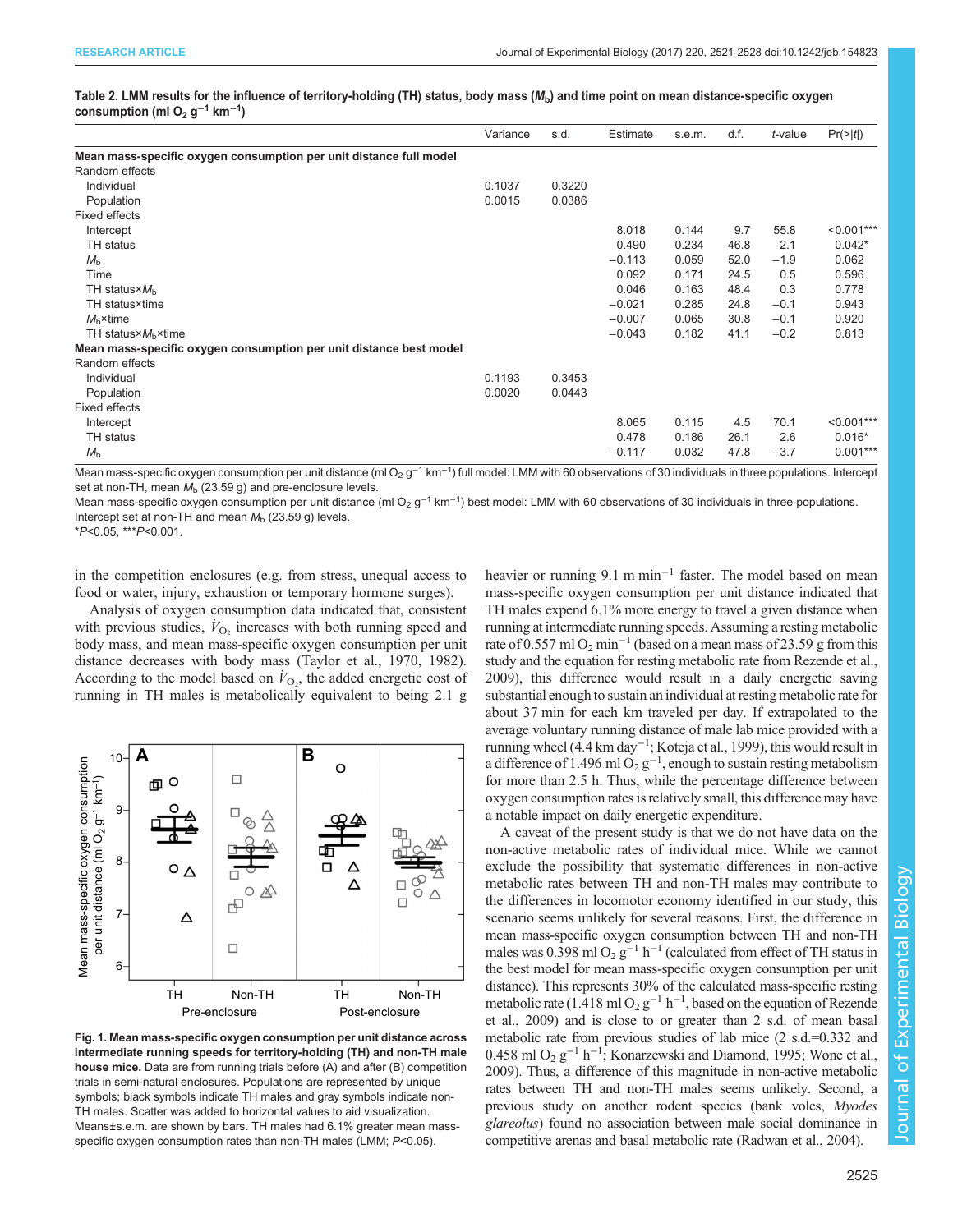**Table 2. LMM results for the influence of territory-holding (TH) status, body mass ($M_b$) and time point on mean distance-specific oxygen consumption (ml $O_2$ $g^{-1}$ $km^{-1}$)**

| | Variance | s.d. | Estimate | s.e.m. | d.f. | *t*-value | Pr(>\|*t*\|) |
|---|---|---|---|---|---|---|---|
| **Mean mass-specific oxygen consumption per unit distance full model** | | | | | | | |
| Random effects | | | | | | | |
| Individual | 0.1037 | 0.3220 | | | | | |
| Population | 0.0015 | 0.0386 | | | | | |
| Fixed effects | | | | | | | |
| Intercept | | | 8.018 | 0.144 | 9.7 | 55.8 | <0.001*** |
| TH status | | | 0.490 | 0.234 | 46.8 | 2.1 | 0.042* |
| $M_b$ | | | −0.113 | 0.059 | 52.0 | −1.9 | 0.062 |
| Time | | | 0.092 | 0.171 | 24.5 | 0.5 | 0.596 |
| TH status×$M_b$ | | | 0.046 | 0.163 | 48.4 | 0.3 | 0.778 |
| TH status×time | | | −0.021 | 0.285 | 24.8 | −0.1 | 0.943 |
| $M_b$×time | | | −0.007 | 0.065 | 30.8 | −0.1 | 0.920 |
| TH status×$M_b$×time | | | −0.043 | 0.182 | 41.1 | −0.2 | 0.813 |
| **Mean mass-specific oxygen consumption per unit distance best model** | | | | | | | |
| Random effects | | | | | | | |
| Individual | 0.1193 | 0.3453 | | | | | |
| Population | 0.0020 | 0.0443 | | | | | |
| Fixed effects | | | | | | | |
| Intercept | | | 8.065 | 0.115 | 4.5 | 70.1 | <0.001*** |
| TH status | | | 0.478 | 0.186 | 26.1 | 2.6 | 0.016* |
| $M_b$ | | | −0.117 | 0.032 | 47.8 | −3.7 | 0.001*** |

Mean mass-specific oxygen consumption per unit distance (ml $O_2$ $g^{-1}$ $km^{-1}$) full model: LMM with 60 observations of 30 individuals in three populations. Intercept set at non-TH, mean $M_b$ (23.59 g) and pre-enclosure levels.
Mean mass-specific oxygen consumption per unit distance (ml $O_2$ $g^{-1}$ $km^{-1}$) best model: LMM with 60 observations of 30 individuals in three populations. Intercept set at non-TH and mean $M_b$ (23.59 g) levels.
*$P$<0.05, ***$P$<0.001.

in the competition enclosures (e.g. from stress, unequal access to food or water, injury, exhaustion or temporary hormone surges).

Analysis of oxygen consumption data indicated that, consistent with previous studies, $\dot{V}_{O_2}$ increases with both running speed and body mass, and mean mass-specific oxygen consumption per unit distance decreases with body mass (Taylor et al., 1970, 1982). According to the model based on $\dot{V}_{O_2}$, the added energetic cost of running in TH males is metabolically equivalent to being 2.1 g heavier or running 9.1 m $min^{-1}$ faster. The model based on mean mass-specific oxygen consumption per unit distance indicated that TH males expend 6.1% more energy to travel a given distance when running at intermediate running speeds. Assuming a resting metabolic rate of 0.557 ml $O_2$ $min^{-1}$ (based on a mean mass of 23.59 g from this study and the equation for resting metabolic rate from Rezende et al., 2009), this difference would result in a daily energetic saving substantial enough to sustain an individual at resting metabolic rate for about 37 min for each km traveled per day. If extrapolated to the average voluntary running distance of male lab mice provided with a running wheel (4.4 km $day^{-1}$; Koteja et al., 1999), this would result in a difference of 1.496 ml $O_2$ $g^{-1}$, enough to sustain resting metabolism for more than 2.5 h. Thus, while the percentage difference between oxygen consumption rates is relatively small, this difference may have a notable impact on daily energetic expenditure.

A caveat of the present study is that we do not have data on the non-active metabolic rates of individual mice. While we cannot exclude the possibility that systematic differences in non-active metabolic rates between TH and non-TH males may contribute to the differences in locomotor economy identified in our study, this scenario seems unlikely for several reasons. First, the difference in mean mass-specific oxygen consumption between TH and non-TH males was 0.398 ml $O_2$ $g^{-1}$ $h^{-1}$ (calculated from effect of TH status in the best model for mean mass-specific oxygen consumption per unit distance). This represents 30% of the calculated mass-specific resting metabolic rate (1.418 ml $O_2$ $g^{-1}$ $h^{-1}$, based on the equation of Rezende et al., 2009) and is close to or greater than 2 s.d. of mean basal metabolic rate from previous studies of lab mice (2 s.d.=0.332 and 0.458 ml $O_2$ $g^{-1}$ $h^{-1}$; Konarzewski and Diamond, 1995; Wone et al., 2009). Thus, a difference of this magnitude in non-active metabolic rates between TH and non-TH males seems unlikely. Second, a previous study on another rodent species (bank voles, *Myodes glareolus*) found no association between male social dominance in competitive arenas and basal metabolic rate (Radwan et al., 2004).

A
B
10
9
8
7
6
Mean mass-specific oxygen consumption per unit distance (ml $O_2$ $g^{-1}$ $km^{-1}$)
TH
Non-TH
TH
Non-TH
Pre-enclosure
Post-enclosure

**Fig. 1. Mean mass-specific oxygen consumption per unit distance across intermediate running speeds for territory-holding (TH) and non-TH male house mice.** Data are from running trials before (A) and after (B) competition trials in semi-natural enclosures. Populations are represented by unique symbols; black symbols indicate TH males and gray symbols indicate non-TH males. Scatter was added to horizontal values to aid visualization. Means±s.e.m. are shown by bars. TH males had 6.1% greater mean mass-specific oxygen consumption rates than non-TH males (LMM; $P$<0.05).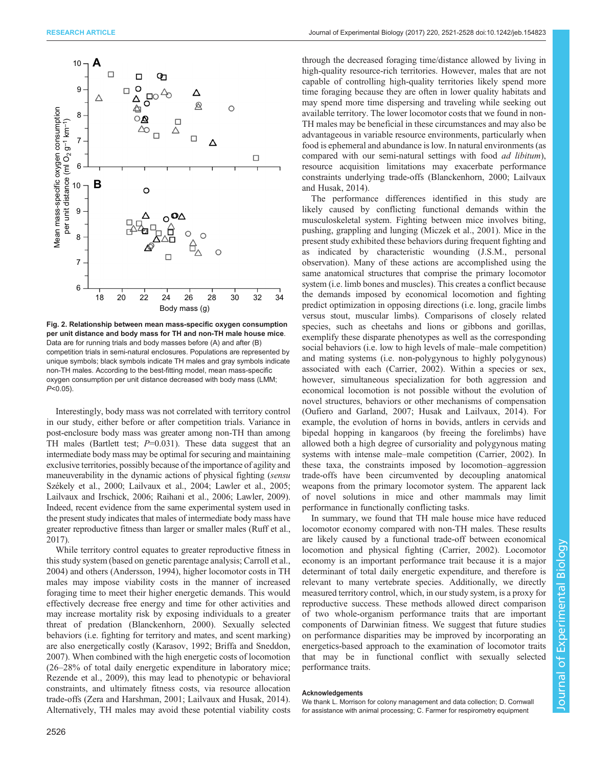A

B

10
9
8
7
6

Mean mass-specific oxygen consumption per unit distance (ml $O_2$ $g^{-1}$ $km^{-1}$)

18 20 22 24 26 28 30 32 34

Body mass (g)

**Fig. 2. Relationship between mean mass-specific oxygen consumption per unit distance and body mass for TH and non-TH male house mice.** Data are for running trials and body masses before (A) and after (B) competition trials in semi-natural enclosures. Populations are represented by unique symbols; black symbols indicate TH males and gray symbols indicate non-TH males. According to the best-fitting model, mean mass-specific oxygen consumption per unit distance decreased with body mass (LMM; $P<0.05$).

Interestingly, body mass was not correlated with territory control in our study, either before or after competition trials. Variance in post-enclosure body mass was greater among non-TH than among TH males (Bartlett test; $P=0.031$). These data suggest that an intermediate body mass may be optimal for securing and maintaining exclusive territories, possibly because of the importance of agility and maneuverability in the dynamic actions of physical fighting (*sensu* Székely et al., 2000; Lailvaux et al., 2004; Lawler et al., 2005; Lailvaux and Irschick, 2006; Raihani et al., 2006; Lawler, 2009). Indeed, recent evidence from the same experimental system used in the present study indicates that males of intermediate body mass have greater reproductive fitness than larger or smaller males (Ruff et al., 2017).

While territory control equates to greater reproductive fitness in this study system (based on genetic parentage analysis; Carroll et al., 2004) and others (Andersson, 1994), higher locomotor costs in TH males may impose viability costs in the manner of increased foraging time to meet their higher energetic demands. This would effectively decrease free energy and time for other activities and may increase mortality risk by exposing individuals to a greater threat of predation (Blanckenhorn, 2000). Sexually selected behaviors (i.e. fighting for territory and mates, and scent marking) are also energetically costly (Karasov, 1992; Briffa and Sneddon, 2007). When combined with the high energetic costs of locomotion (26–28% of total daily energetic expenditure in laboratory mice; Rezende et al., 2009), this may lead to phenotypic or behavioral constraints, and ultimately fitness costs, via resource allocation trade-offs (Zera and Harshman, 2001; Lailvaux and Husak, 2014). Alternatively, TH males may avoid these potential viability costs through the decreased foraging time/distance allowed by living in high-quality resource-rich territories. However, males that are not capable of controlling high-quality territories likely spend more time foraging because they are often in lower quality habitats and may spend more time dispersing and traveling while seeking out available territory. The lower locomotor costs that we found in non-TH males may be beneficial in these circumstances and may also be advantageous in variable resource environments, particularly when food is ephemeral and abundance is low. In natural environments (as compared with our semi-natural settings with food *ad libitum*), resource acquisition limitations may exacerbate performance constraints underlying trade-offs (Blanckenhorn, 2000; Lailvaux and Husak, 2014).

The performance differences identified in this study are likely caused by conflicting functional demands within the musculoskeletal system. Fighting between mice involves biting, pushing, grappling and lunging (Miczek et al., 2001). Mice in the present study exhibited these behaviors during frequent fighting and as indicated by characteristic wounding (J.S.M., personal observation). Many of these actions are accomplished using the same anatomical structures that comprise the primary locomotor system (i.e. limb bones and muscles). This creates a conflict because the demands imposed by economical locomotion and fighting predict optimization in opposing directions (i.e. long, gracile limbs versus stout, muscular limbs). Comparisons of closely related species, such as cheetahs and lions or gibbons and gorillas, exemplify these disparate phenotypes as well as the corresponding social behaviors (i.e. low to high levels of male–male competition) and mating systems (i.e. non-polygynous to highly polygynous) associated with each (Carrier, 2002). Within a species or sex, however, simultaneous specialization for both aggression and economical locomotion is not possible without the evolution of novel structures, behaviors or other mechanisms of compensation (Oufiero and Garland, 2007; Husak and Lailvaux, 2014). For example, the evolution of horns in bovids, antlers in cervids and bipedal hopping in kangaroos (by freeing the forelimbs) have allowed both a high degree of cursoriality and polygynous mating systems with intense male–male competition (Carrier, 2002). In these taxa, the constraints imposed by locomotion–aggression trade-offs have been circumvented by decoupling anatomical weapons from the primary locomotor system. The apparent lack of novel solutions in mice and other mammals may limit performance in functionally conflicting tasks.

In summary, we found that TH male house mice have reduced locomotor economy compared with non-TH males. These results are likely caused by a functional trade-off between economical locomotion and physical fighting (Carrier, 2002). Locomotor economy is an important performance trait because it is a major determinant of total daily energetic expenditure, and therefore is relevant to many vertebrate species. Additionally, we directly measured territory control, which, in our study system, is a proxy for reproductive success. These methods allowed direct comparison of two whole-organism performance traits that are important components of Darwinian fitness. We suggest that future studies on performance disparities may be improved by incorporating an energetics-based approach to the examination of locomotor traits that may be in functional conflict with sexually selected performance traits.

#### Acknowledgements

We thank L. Morrison for colony management and data collection; D. Cornwall for assistance with animal processing; C. Farmer for respirometry equipment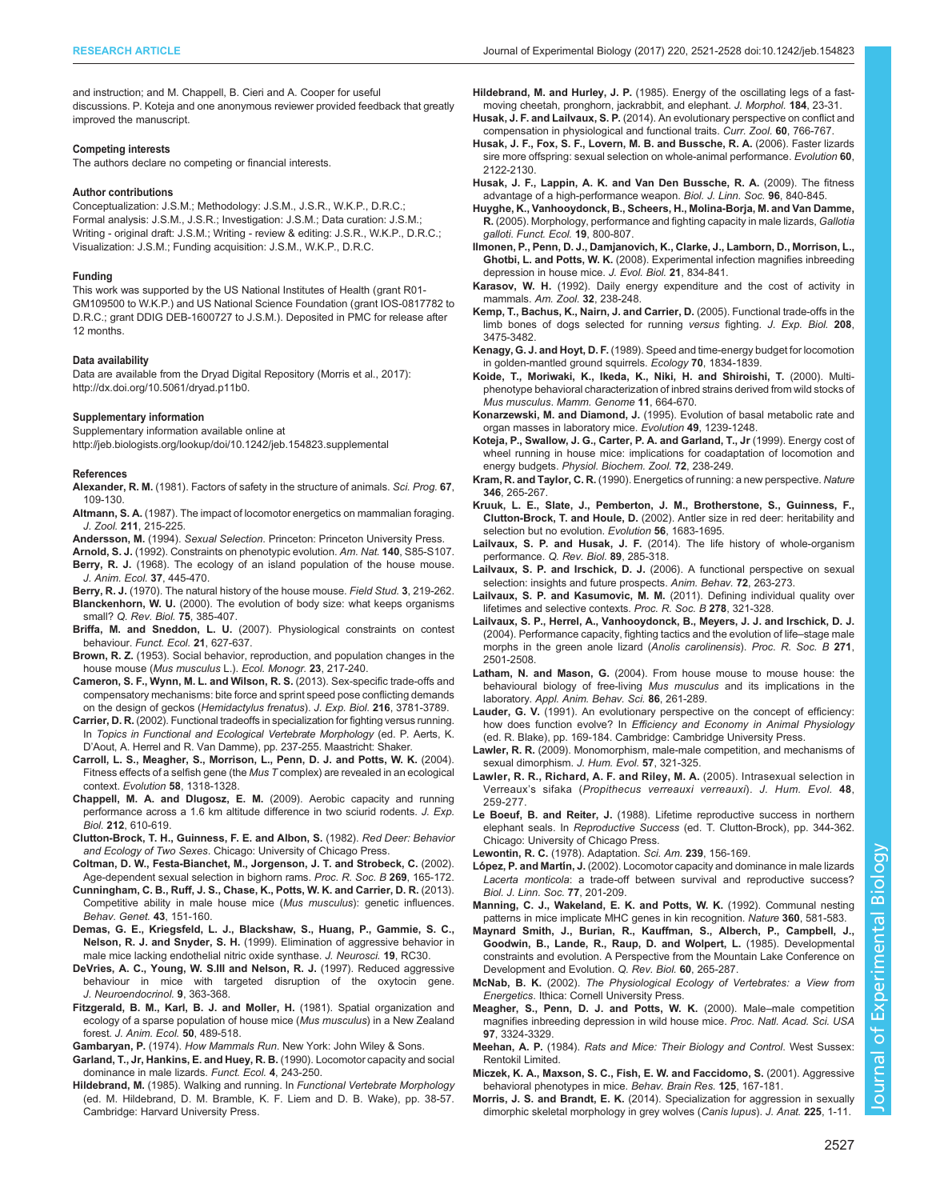and instruction; and M. Chappell, B. Cieri and A. Cooper for useful discussions. P. Koteja and one anonymous reviewer provided feedback that greatly improved the manuscript.

#### Competing interests

The authors declare no competing or financial interests.

#### Author contributions

Conceptualization: J.S.M.; Methodology: J.S.M., J.S.R., W.K.P., D.R.C.; Formal analysis: J.S.M., J.S.R.; Investigation: J.S.M.; Data curation: J.S.M.; Writing - original draft: J.S.M.; Writing - review & editing: J.S.R., W.K.P., D.R.C.; Visualization: J.S.M.; Funding acquisition: J.S.M., W.K.P., D.R.C.

#### Funding

This work was supported by the US National Institutes of Health (grant R01-GM109500 to W.K.P.) and US National Science Foundation (grant IOS-0817782 to D.R.C.; grant DDIG DEB-1600727 to J.S.M.). Deposited in PMC for release after 12 months.

#### Data availability

Data are available from the Dryad Digital Repository (Morris et al., 2017): http://dx.doi.org/10.5061/dryad.p11b0.

#### Supplementary information

Supplementary information available online at http://jeb.biologists.org/lookup/doi/10.1242/jeb.154823.supplemental

#### References

**Alexander, R. M.** (1981). Factors of safety in the structure of animals. *Sci. Prog.* **67**, 109-130.

**Altmann, S. A.** (1987). The impact of locomotor energetics on mammalian foraging. *J. Zool.* **211**, 215-225.

**Andersson, M.** (1994). *Sexual Selection*. Princeton: Princeton University Press.

**Arnold, S. J.** (1992). Constraints on phenotypic evolution. *Am. Nat.* **140**, S85-S107.

**Berry, R. J.** (1968). The ecology of an island population of the house mouse. *J. Anim. Ecol.* **37**, 445-470.

**Berry, R. J.** (1970). The natural history of the house mouse. *Field Stud.* **3**, 219-262.

**Blanckenhorn, W. U.** (2000). The evolution of body size: what keeps organisms small? *Q. Rev. Biol.* **75**, 385-407.

**Briffa, M. and Sneddon, L. U.** (2007). Physiological constraints on contest behaviour. *Funct. Ecol.* **21**, 627-637.

**Brown, R. Z.** (1953). Social behavior, reproduction, and population changes in the house mouse (*Mus musculus* L.). *Ecol. Monogr.* **23**, 217-240.

**Cameron, S. F., Wynn, M. L. and Wilson, R. S.** (2013). Sex-specific trade-offs and compensatory mechanisms: bite force and sprint speed pose conflicting demands on the design of geckos (*Hemidactylus frenatus*). *J. Exp. Biol.* **216**, 3781-3789.

**Carrier, D. R.** (2002). Functional tradeoffs in specialization for fighting versus running. In *Topics in Functional and Ecological Vertebrate Morphology* (ed. P. Aerts, K. D'Aout, A. Herrel and R. Van Damme), pp. 237-255. Maastricht: Shaker.

**Carroll, L. S., Meagher, S., Morrison, L., Penn, D. J. and Potts, W. K.** (2004). Fitness effects of a selfish gene (the *Mus T* complex) are revealed in an ecological context. *Evolution* **58**, 1318-1328.

**Chappell, M. A. and Dlugosz, E. M.** (2009). Aerobic capacity and running performance across a 1.6 km altitude difference in two sciurid rodents. *J. Exp. Biol.* **212**, 610-619.

**Clutton-Brock, T. H., Guinness, F. E. and Albon, S.** (1982). *Red Deer: Behavior and Ecology of Two Sexes*. Chicago: University of Chicago Press.

**Coltman, D. W., Festa-Bianchet, M., Jorgenson, J. T. and Strobeck, C.** (2002). Age-dependent sexual selection in bighorn rams. *Proc. R. Soc. B* **269**, 165-172.

**Cunningham, C. B., Ruff, J. S., Chase, K., Potts, W. K. and Carrier, D. R.** (2013). Competitive ability in male house mice (*Mus musculus*): genetic influences. *Behav. Genet.* **43**, 151-160.

**Demas, G. E., Kriegsfeld, L. J., Blackshaw, S., Huang, P., Gammie, S. C., Nelson, R. J. and Snyder, S. H.** (1999). Elimination of aggressive behavior in male mice lacking endothelial nitric oxide synthase. *J. Neurosci.* **19**, RC30.

**DeVries, A. C., Young, W. S.III and Nelson, R. J.** (1997). Reduced aggressive behaviour in mice with targeted disruption of the oxytocin gene. *J. Neuroendocrinol.* **9**, 363-368.

**Fitzgerald, B. M., Karl, B. J. and Moller, H.** (1981). Spatial organization and ecology of a sparse population of house mice (*Mus musculus*) in a New Zealand forest. *J. Anim. Ecol.* **50**, 489-518.

**Gambaryan, P.** (1974). *How Mammals Run*. New York: John Wiley & Sons.

**Garland, T., Jr, Hankins, E. and Huey, R. B.** (1990). Locomotor capacity and social dominance in male lizards. *Funct. Ecol.* **4**, 243-250.

**Hildebrand, M.** (1985). Walking and running. In *Functional Vertebrate Morphology* (ed. M. Hildebrand, D. M. Bramble, K. F. Liem and D. B. Wake), pp. 38-57. Cambridge: Harvard University Press.

**Hildebrand, M. and Hurley, J. P.** (1985). Energy of the oscillating legs of a fast-moving cheetah, pronghorn, jackrabbit, and elephant. *J. Morphol.* **184**, 23-31.

**Husak, J. F. and Lailvaux, S. P.** (2014). An evolutionary perspective on conflict and compensation in physiological and functional traits. *Curr. Zool.* **60**, 766-767.

**Husak, J. F., Fox, S. F., Lovern, M. B. and Bussche, R. A.** (2006). Faster lizards sire more offspring: sexual selection on whole-animal performance. *Evolution* **60**, 2122-2130.

**Husak, J. F., Lappin, A. K. and Van Den Bussche, R. A.** (2009). The fitness advantage of a high-performance weapon. *Biol. J. Linn. Soc.* **96**, 840-845.

**Huyghe, K., Vanhooydonck, B., Scheers, H., Molina-Borja, M. and Van Damme, R.** (2005). Morphology, performance and fighting capacity in male lizards, *Gallotia galloti*. *Funct. Ecol.* **19**, 800-807.

**Ilmonen, P., Penn, D. J., Damjanovich, K., Clarke, J., Lamborn, D., Morrison, L., Ghotbi, L. and Potts, W. K.** (2008). Experimental infection magnifies inbreeding depression in house mice. *J. Evol. Biol.* **21**, 834-841.

**Karasov, W. H.** (1992). Daily energy expenditure and the cost of activity in mammals. *Am. Zool.* **32**, 238-248.

**Kemp, T., Bachus, K., Nairn, J. and Carrier, D.** (2005). Functional trade-offs in the limb bones of dogs selected for running *versus* fighting. *J. Exp. Biol.* **208**, 3475-3482.

**Kenagy, G. J. and Hoyt, D. F.** (1989). Speed and time-energy budget for locomotion in golden-mantled ground squirrels. *Ecology* **70**, 1834-1839.

**Koide, T., Moriwaki, K., Ikeda, K., Niki, H. and Shiroishi, T.** (2000). Multi-phenotype behavioral characterization of inbred strains derived from wild stocks of *Mus musculus*. *Mamm. Genome* **11**, 664-670.

**Konarzewski, M. and Diamond, J.** (1995). Evolution of basal metabolic rate and organ masses in laboratory mice. *Evolution* **49**, 1239-1248.

**Koteja, P., Swallow, J. G., Carter, P. A. and Garland, T., Jr** (1999). Energy cost of wheel running in house mice: implications for coadaptation of locomotion and energy budgets. *Physiol. Biochem. Zool.* **72**, 238-249.

**Kram, R. and Taylor, C. R.** (1990). Energetics of running: a new perspective. *Nature* **346**, 265-267.

**Kruuk, L. E., Slate, J., Pemberton, J. M., Brotherstone, S., Guinness, F., Clutton-Brock, T. and Houle, D.** (2002). Antler size in red deer: heritability and selection but no evolution. *Evolution* **56**, 1683-1695.

**Lailvaux, S. P. and Husak, J. F.** (2014). The life history of whole-organism performance. *Q. Rev. Biol.* **89**, 285-318.

**Lailvaux, S. P. and Irschick, D. J.** (2006). A functional perspective on sexual selection: insights and future prospects. *Anim. Behav.* **72**, 263-273.

**Lailvaux, S. P. and Kasumovic, M. M.** (2011). Defining individual quality over lifetimes and selective contexts. *Proc. R. Soc. B* **278**, 321-328.

**Lailvaux, S. P., Herrel, A., Vanhooydonck, B., Meyers, J. J. and Irschick, D. J.** (2004). Performance capacity, fighting tactics and the evolution of life–stage male morphs in the green anole lizard (*Anolis carolinensis*). *Proc. R. Soc. B* **271**, 2501-2508.

**Latham, N. and Mason, G.** (2004). From house mouse to mouse house: the behavioural biology of free-living *Mus musculus* and its implications in the laboratory. *Appl. Anim. Behav. Sci.* **86**, 261-289.

**Lauder, G. V.** (1991). An evolutionary perspective on the concept of efficiency: how does function evolve? In *Efficiency and Economy in Animal Physiology* (ed. R. Blake), pp. 169-184. Cambridge: Cambridge University Press.

**Lawler, R. R.** (2009). Monomorphism, male-male competition, and mechanisms of sexual dimorphism. *J. Hum. Evol.* **57**, 321-325.

**Lawler, R. R., Richard, A. F. and Riley, M. A.** (2005). Intrasexual selection in Verreaux's sifaka (*Propithecus verreauxi verreauxi*). *J. Hum. Evol.* **48**, 259-277.

**Le Boeuf, B. and Reiter, J.** (1988). Lifetime reproductive success in northern elephant seals. In *Reproductive Success* (ed. T. Clutton-Brock), pp. 344-362. Chicago: University of Chicago Press.

**Lewontin, R. C.** (1978). Adaptation. *Sci. Am.* **239**, 156-169.

**López, P. and Martín, J.** (2002). Locomotor capacity and dominance in male lizards *Lacerta monticola*: a trade-off between survival and reproductive success? *Biol. J. Linn. Soc.* **77**, 201-209.

**Manning, C. J., Wakeland, E. K. and Potts, W. K.** (1992). Communal nesting patterns in mice implicate MHC genes in kin recognition. *Nature* **360**, 581-583.

**Maynard Smith, J., Burian, R., Kauffman, S., Alberch, P., Campbell, J., Goodwin, B., Lande, R., Raup, D. and Wolpert, L.** (1985). Developmental constraints and evolution. A Perspective from the Mountain Lake Conference on Development and Evolution. *Q. Rev. Biol.* **60**, 265-287.

**McNab, B. K.** (2002). *The Physiological Ecology of Vertebrates: a View from Energetics*. Ithica: Cornell University Press.

**Meagher, S., Penn, D. J. and Potts, W. K.** (2000). Male–male competition magnifies inbreeding depression in wild house mice. *Proc. Natl. Acad. Sci. USA* **97**, 3324-3329.

**Meehan, A. P.** (1984). *Rats and Mice: Their Biology and Control*. West Sussex: Rentokil Limited.

**Miczek, K. A., Maxson, S. C., Fish, E. W. and Faccidomo, S.** (2001). Aggressive behavioral phenotypes in mice. *Behav. Brain Res.* **125**, 167-181.

**Morris, J. S. and Brandt, E. K.** (2014). Specialization for aggression in sexually dimorphic skeletal morphology in grey wolves (*Canis lupus*). *J. Anat.* **225**, 1-11.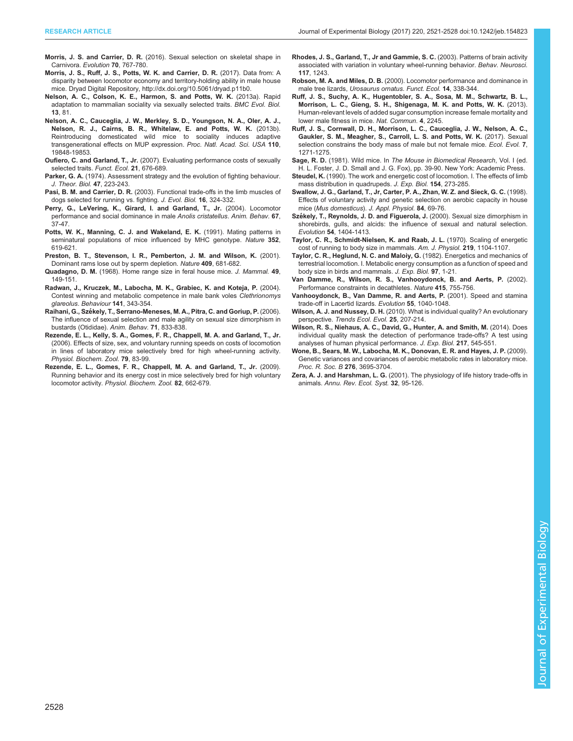**Morris, J. S. and Carrier, D. R.** (2016). Sexual selection on skeletal shape in Carnivora. *Evolution* **70**, 767-780.

**Morris, J. S., Ruff, J. S., Potts, W. K. and Carrier, D. R.** (2017). Data from: A disparity between locomotor economy and territory-holding ability in male house mice. Dryad Digital Repository, http://dx.doi.org/10.5061/dryad.p11b0.

**Nelson, A. C., Colson, K. E., Harmon, S. and Potts, W. K.** (2013a). Rapid adaptation to mammalian sociality via sexually selected traits. *BMC Evol. Biol.* **13**, 81.

**Nelson, A. C., Cauceglia, J. W., Merkley, S. D., Youngson, N. A., Oler, A. J., Nelson, R. J., Cairns, B. R., Whitelaw, E. and Potts, W. K.** (2013b). Reintroducing domesticated wild mice to sociality induces adaptive transgenerational effects on MUP expression. *Proc. Natl. Acad. Sci. USA* **110**, 19848-19853.

**Oufiero, C. and Garland, T., Jr.** (2007). Evaluating performance costs of sexually selected traits. *Funct. Ecol.* **21**, 676-689.

**Parker, G. A.** (1974). Assessment strategy and the evolution of fighting behaviour. *J. Theor. Biol.* **47**, 223-243.

**Pasi, B. M. and Carrier, D. R.** (2003). Functional trade-offs in the limb muscles of dogs selected for running vs. fighting. *J. Evol. Biol.* **16**, 324-332.

**Perry, G., LeVering, K., Girard, I. and Garland, T., Jr.** (2004). Locomotor performance and social dominance in male *Anolis cristatellus*. *Anim. Behav.* **67**, 37-47.

**Potts, W. K., Manning, C. J. and Wakeland, E. K.** (1991). Mating patterns in seminatural populations of mice influenced by MHC genotype. *Nature* **352**, 619-621.

**Preston, B. T., Stevenson, I. R., Pemberton, J. M. and Wilson, K.** (2001). Dominant rams lose out by sperm depletion. *Nature* **409**, 681-682.

**Quadagno, D. M.** (1968). Home range size in feral house mice. *J. Mammal.* **49**, 149-151.

**Radwan, J., Kruczek, M., Labocha, M. K., Grabiec, K. and Koteja, P.** (2004). Contest winning and metabolic competence in male bank voles *Clethrionomys glareolus*. *Behaviour* **141**, 343-354.

**Raihani, G., Székely, T., Serrano-Meneses, M. A., Pitra, C. and Goriup, P.** (2006). The influence of sexual selection and male agility on sexual size dimorphism in bustards (Otididae). *Anim. Behav.* **71**, 833-838.

**Rezende, E. L., Kelly, S. A., Gomes, F. R., Chappell, M. A. and Garland, T., Jr.** (2006). Effects of size, sex, and voluntary running speeds on costs of locomotion in lines of laboratory mice selectively bred for high wheel-running activity. *Physiol. Biochem. Zool.* **79**, 83-99.

**Rezende, E. L., Gomes, F. R., Chappell, M. A. and Garland, T., Jr.** (2009). Running behavior and its energy cost in mice selectively bred for high voluntary locomotor activity. *Physiol. Biochem. Zool.* **82**, 662-679.

**Rhodes, J. S., Garland, T., Jr and Gammie, S. C.** (2003). Patterns of brain activity associated with variation in voluntary wheel-running behavior. *Behav. Neurosci.* **117**, 1243.

**Robson, M. A. and Miles, D. B.** (2000). Locomotor performance and dominance in male tree lizards, *Urosaurus ornatus*. *Funct. Ecol.* **14**, 338-344.

**Ruff, J. S., Suchy, A. K., Hugentobler, S. A., Sosa, M. M., Schwartz, B. L., Morrison, L. C., Gieng, S. H., Shigenaga, M. K. and Potts, W. K.** (2013). Human-relevant levels of added sugar consumption increase female mortality and lower male fitness in mice. *Nat. Commun.* **4**, 2245.

**Ruff, J. S., Cornwall, D. H., Morrison, L. C., Cauceglia, J. W., Nelson, A. C., Gaukler, S. M., Meagher, S., Carroll, L. S. and Potts, W. K.** (2017). Sexual selection constrains the body mass of male but not female mice. *Ecol. Evol.* **7**, 1271-1275.

**Sage, R. D.** (1981). Wild mice. In *The Mouse in Biomedical Research*, Vol. I (ed. H. L. Foster, J. D. Small and J. G. Fox), pp. 39-90. New York: Academic Press.

**Steudel, K.** (1990). The work and energetic cost of locomotion. I. The effects of limb mass distribution in quadrupeds. *J. Exp. Biol.* **154**, 273-285.

**Swallow, J. G., Garland, T., Jr, Carter, P. A., Zhan, W. Z. and Sieck, G. C.** (1998). Effects of voluntary activity and genetic selection on aerobic capacity in house mice (*Mus domesticus*). *J. Appl. Physiol.* **84**, 69-76.

**Székely, T., Reynolds, J. D. and Figuerola, J.** (2000). Sexual size dimorphism in shorebirds, gulls, and alcids: the influence of sexual and natural selection. *Evolution* **54**, 1404-1413.

**Taylor, C. R., Schmidt-Nielsen, K. and Raab, J. L.** (1970). Scaling of energetic cost of running to body size in mammals. *Am. J. Physiol.* **219**, 1104-1107.

**Taylor, C. R., Heglund, N. C. and Maloiy, G.** (1982). Energetics and mechanics of terrestrial locomotion. I. Metabolic energy consumption as a function of speed and body size in birds and mammals. *J. Exp. Biol.* **97**, 1-21.

**Van Damme, R., Wilson, R. S., Vanhooydonck, B. and Aerts, P.** (2002). Performance constraints in decathletes. *Nature* **415**, 755-756.

**Vanhooydonck, B., Van Damme, R. and Aerts, P.** (2001). Speed and stamina trade-off in Lacertid lizards. *Evolution* **55**, 1040-1048.

**Wilson, A. J. and Nussey, D. H.** (2010). What is individual quality? An evolutionary perspective. *Trends Ecol. Evol.* **25**, 207-214.

**Wilson, R. S., Niehaus, A. C., David, G., Hunter, A. and Smith, M.** (2014). Does individual quality mask the detection of performance trade-offs? A test using analyses of human physical performance. *J. Exp. Biol.* **217**, 545-551.

**Wone, B., Sears, M. W., Labocha, M. K., Donovan, E. R. and Hayes, J. P.** (2009). Genetic variances and covariances of aerobic metabolic rates in laboratory mice. *Proc. R. Soc. B* **276**, 3695-3704.

**Zera, A. J. and Harshman, L. G.** (2001). The physiology of life history trade-offs in animals. *Annu. Rev. Ecol. Syst.* **32**, 95-126.